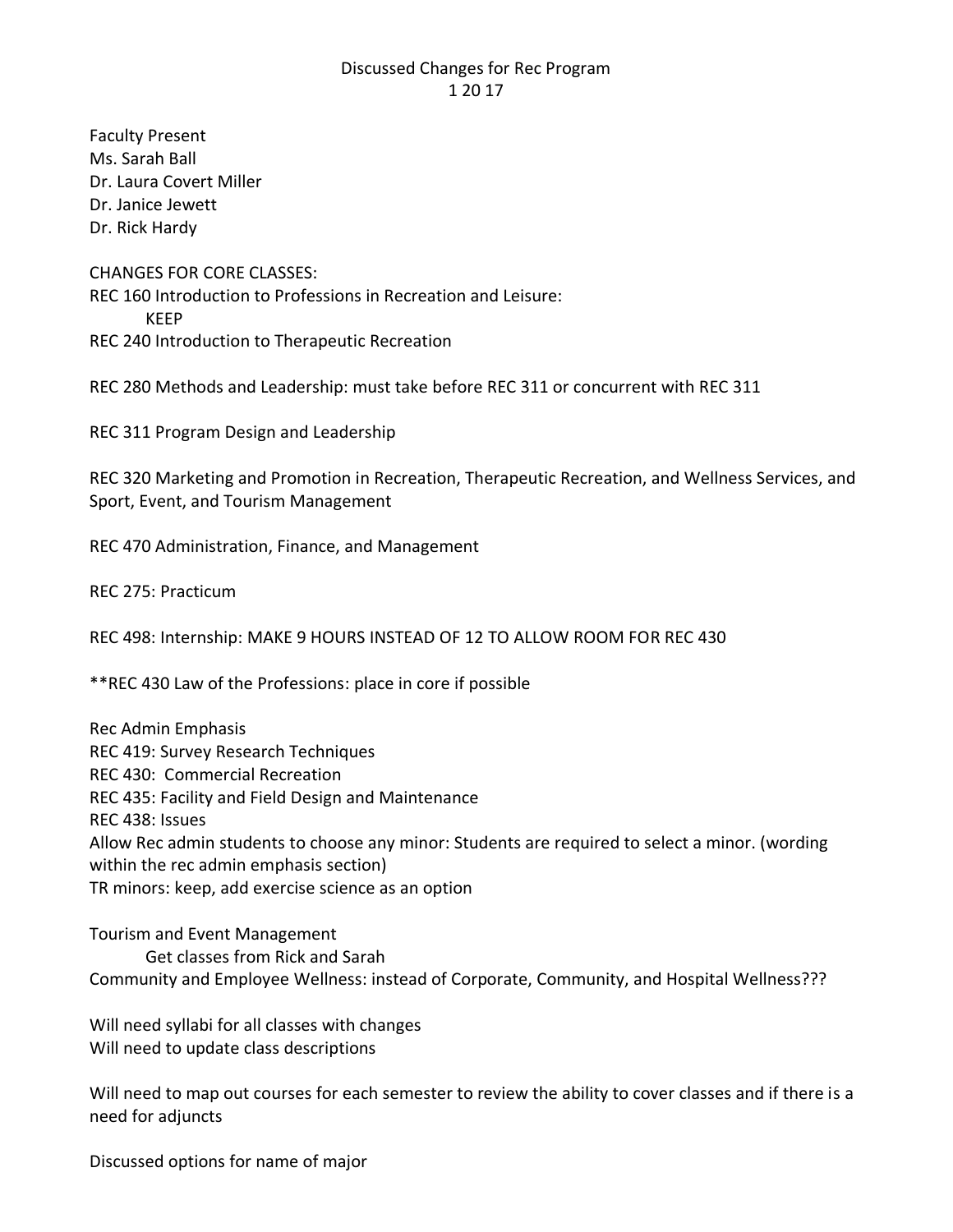# Discussed Changes for Rec Program
1 20 17

Faculty Present
Ms. Sarah Ball
Dr. Laura Covert Miller
Dr. Janice Jewett
Dr. Rick Hardy

CHANGES FOR CORE CLASSES:
REC 160 Introduction to Professions in Recreation and Leisure:
    KEEP
REC 240 Introduction to Therapeutic Recreation

REC 280 Methods and Leadership: must take before REC 311 or concurrent with REC 311

REC 311 Program Design and Leadership

REC 320 Marketing and Promotion in Recreation, Therapeutic Recreation, and Wellness Services, and Sport, Event, and Tourism Management

REC 470 Administration, Finance, and Management

REC 275: Practicum

REC 498: Internship: MAKE 9 HOURS INSTEAD OF 12 TO ALLOW ROOM FOR REC 430

**REC 430 Law of the Professions: place in core if possible

Rec Admin Emphasis
REC 419: Survey Research Techniques
REC 430: Commercial Recreation
REC 435: Facility and Field Design and Maintenance
REC 438: Issues
Allow Rec admin students to choose any minor: Students are required to select a minor. (wording within the rec admin emphasis section)
TR minors: keep, add exercise science as an option

Tourism and Event Management
    Get classes from Rick and Sarah
Community and Employee Wellness: instead of Corporate, Community, and Hospital Wellness???

Will need syllabi for all classes with changes
Will need to update class descriptions

Will need to map out courses for each semester to review the ability to cover classes and if there is a need for adjuncts

Discussed options for name of major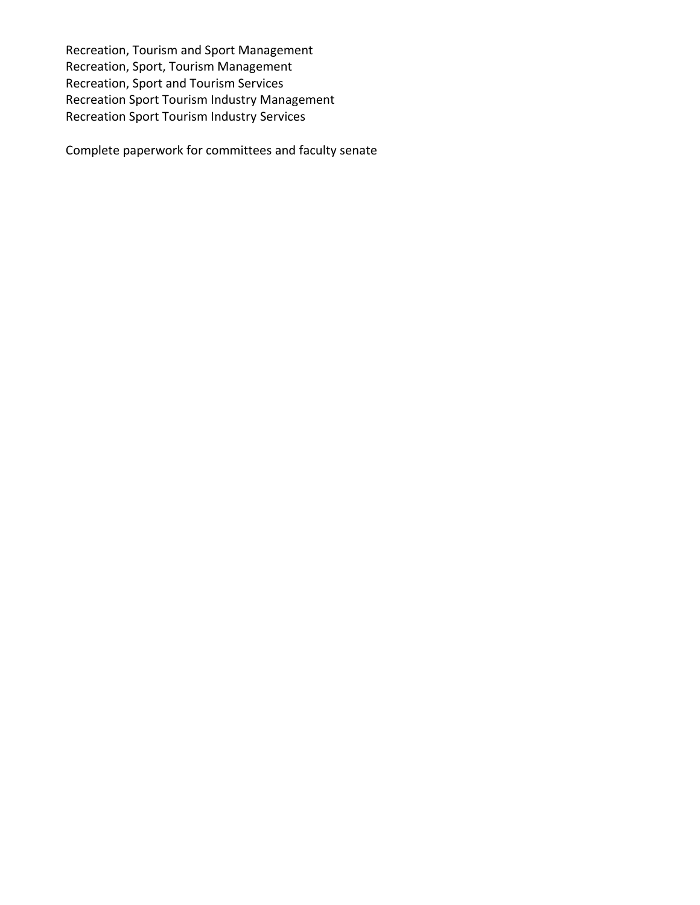Recreation, Tourism and Sport Management
Recreation, Sport, Tourism Management
Recreation, Sport and Tourism Services
Recreation Sport Tourism Industry Management
Recreation Sport Tourism Industry Services

Complete paperwork for committees and faculty senate